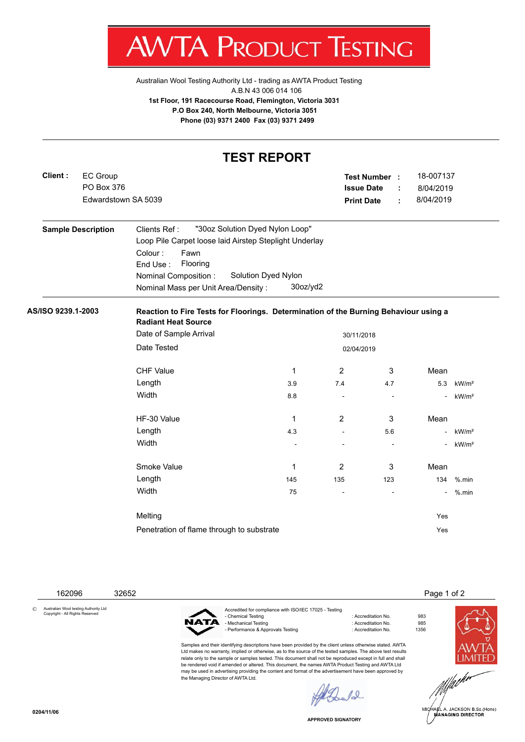# AWTA PRODUCT TESTING

Australian Wool Testing Authority Ltd - trading as AWTA Product Testing
A.B.N 43 006 014 106
**1st Floor, 191 Racecourse Road, Flemington, Victoria 3031**
**P.O Box 240, North Melbourne, Victoria 3051**
**Phone (03) 9371 2400 Fax (03) 9371 2499**

## TEST REPORT

**Client :** EC Group
PO Box 376
Edwardstown SA 5039

**Test Number :** 18-007137
**Issue Date :** 8/04/2019
**Print Date :** 8/04/2019

**Sample Description**

Clients Ref : "30oz Solution Dyed Nylon Loop"
Loop Pile Carpet loose laid Airstep Steplight Underlay
Colour : Fawn
End Use : Flooring
Nominal Composition : Solution Dyed Nylon
Nominal Mass per Unit Area/Density : 30oz/yd2

**AS/ISO 9239.1-2003**

**Reaction to Fire Tests for Floorings. Determination of the Burning Behaviour using a Radiant Heat Source**

Date of Sample Arrival: 30/11/2018
Date Tested: 02/04/2019

| CHF Value | 1 | 2 | 3 | Mean | |
|---|---|---|---|---|---|
| Length | 3.9 | 7.4 | 4.7 | 5.3 | kW/m² |
| Width | 8.8 | - | - | - | kW/m² |

| HF-30 Value | 1 | 2 | 3 | Mean | |
|---|---|---|---|---|---|
| Length | 4.3 | - | 5.6 | - | kW/m² |
| Width | - | - | - | - | kW/m² |

| Smoke Value | 1 | 2 | 3 | Mean | |
|---|---|---|---|---|---|
| Length | 145 | 135 | 123 | 134 | %.min |
| Width | 75 | - | - | - | %.min |

Melting: Yes
Penetration of flame through to substrate: Yes

162096 32652

© Australian Wool testing Authority Ltd
Copyright - All Rights Reserved

NATA

Accredited for compliance with ISO/IEC 17025 - Testing
- Chemical Testing : Accreditation No. 983
- Mechanical Testing : Accreditation No. 985
- Performance & Approvals Testing : Accreditation No. 1356

Samples and their identifying descriptions have been provided by the client unless otherwise stated. AWTA Ltd makes no warranty, implied or otherwise, as to the source of the tested samples. The above test results relate only to the sample or samples tested. This document shall not be reproduced except in full and shall be rendered void if amended or altered. This document, the names AWTA Product Testing and AWTA Ltd may be used in advertising providing the content and format of the advertisement have been approved by the Managing Director of AWTA Ltd.

AWTA LIMITED

APPROVED SIGNATORY

MICHAEL A. JACKSON B.Sc.(Hons)
MANAGING DIRECTOR

0204/11/06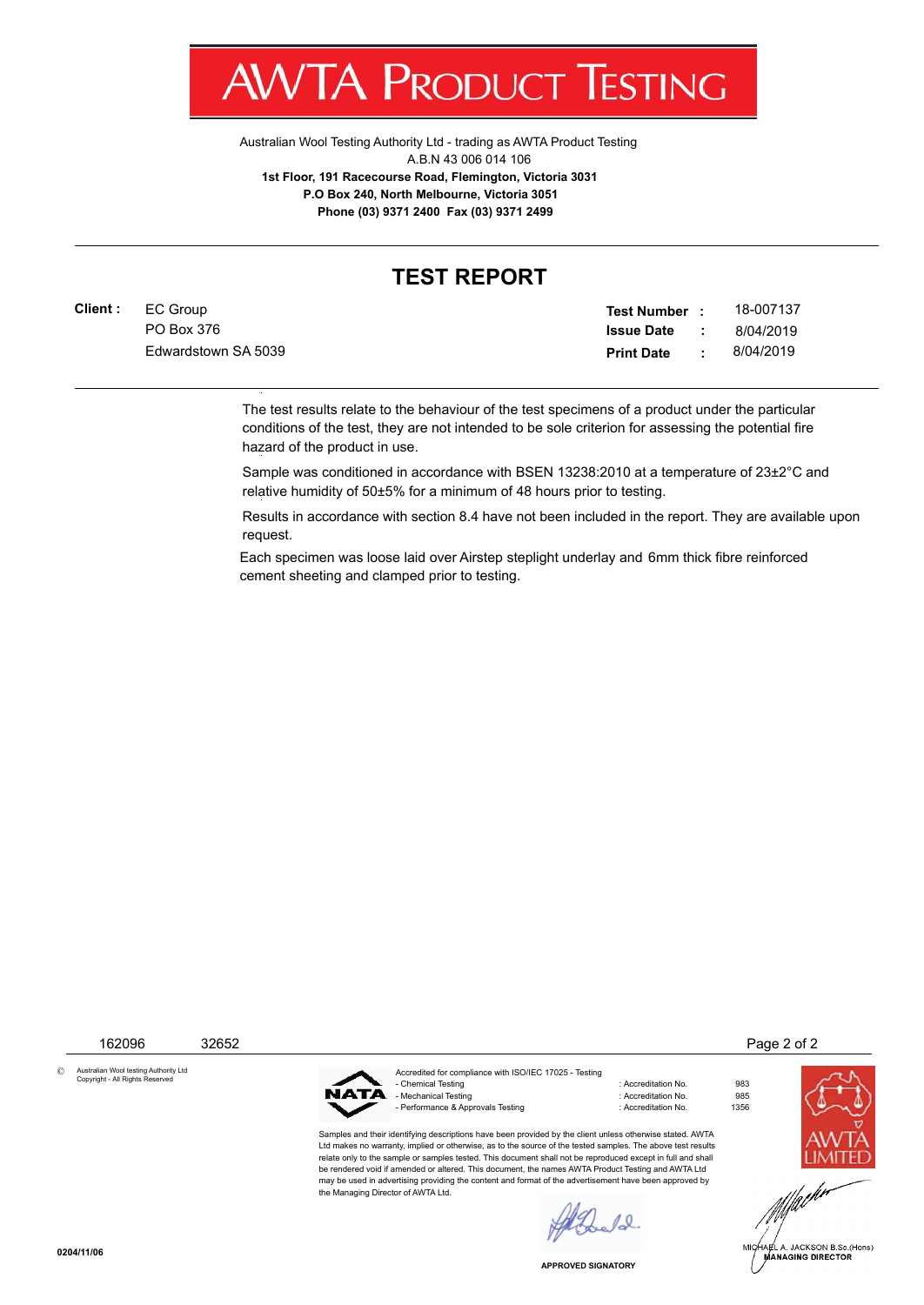# AWTA PRODUCT TESTING

Australian Wool Testing Authority Ltd - trading as AWTA Product Testing
A.B.N 43 006 014 106
**1st Floor, 191 Racecourse Road, Flemington, Victoria 3031**
**P.O Box 240, North Melbourne, Victoria 3051**
**Phone (03) 9371 2400 Fax (03) 9371 2499**

## TEST REPORT

| | | | | |
|---|---|---|---|---|
| **Client :** | EC Group | **Test Number** | **:** | 18-007137 |
| | PO Box 376 | **Issue Date** | **:** | 8/04/2019 |
| | Edwardstown SA 5039 | **Print Date** | **:** | 8/04/2019 |

The test results relate to the behaviour of the test specimens of a product under the particular conditions of the test, they are not intended to be sole criterion for assessing the potential fire hazard of the product in use.

Sample was conditioned in accordance with BSEN 13238:2010 at a temperature of 23±2°C and relative humidity of 50±5% for a minimum of 48 hours prior to testing.

Results in accordance with section 8.4 have not been included in the report. They are available upon request.

Each specimen was loose laid over Airstep steplight underlay and 6mm thick fibre reinforced cement sheeting and clamped prior to testing.

162096 32652

© Australian Wool testing Authority Ltd
Copyright - All Rights Reserved

Accredited for compliance with ISO/IEC 17025 - Testing

| | | |
|---|---|---|
| - Chemical Testing | : Accreditation No. | 983 |
| - Mechanical Testing | : Accreditation No. | 985 |
| - Performance & Approvals Testing | : Accreditation No. | 1356 |

Samples and their identifying descriptions have been provided by the client unless otherwise stated. AWTA Ltd makes no warranty, implied or otherwise, as to the source of the tested samples. The above test results relate only to the sample or samples tested. This document shall not be reproduced except in full and shall be rendered void if amended or altered. This document, the names AWTA Product Testing and AWTA Ltd may be used in advertising providing the content and format of the advertisement have been approved by the Managing Director of AWTA Ltd.

APPROVED SIGNATORY

MICHAEL A. JACKSON B.Sc.(Hons)
MANAGING DIRECTOR

0204/11/06